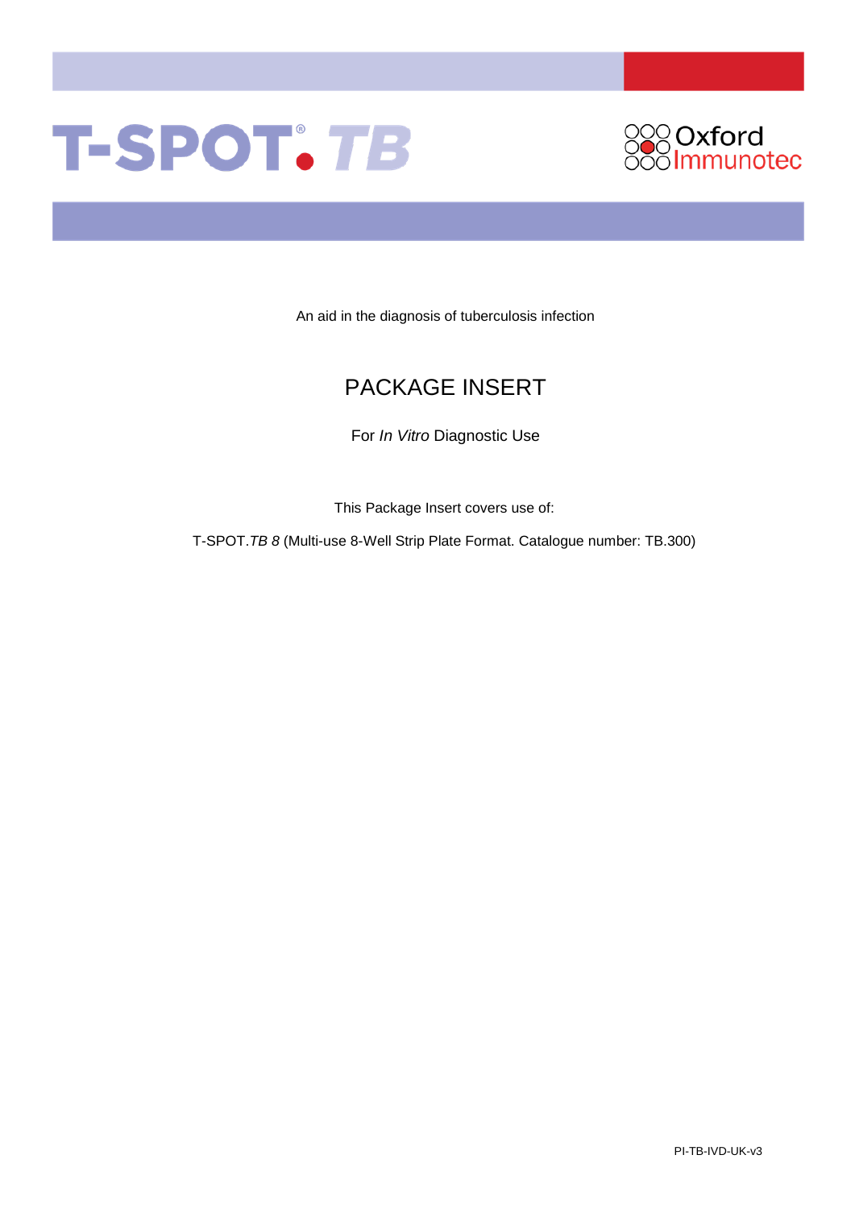# T-SPOT.*TB*

Oxford Immunotec

An aid in the diagnosis of tuberculosis infection

## PACKAGE INSERT

For *In Vitro* Diagnostic Use

This Package Insert covers use of:

T-SPOT.*TB 8* (Multi-use 8-Well Strip Plate Format. Catalogue number: TB.300)

PI-TB-IVD-UK-v3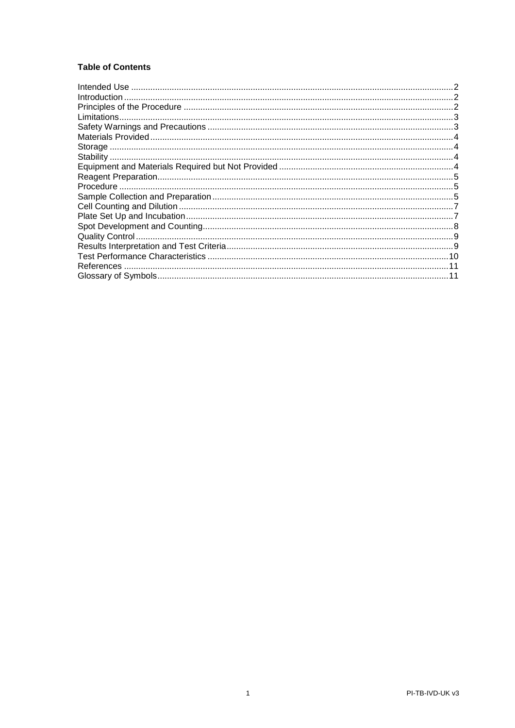**Table of Contents**

| | |
|---|---|
| Intended Use | 2 |
| Introduction | 2 |
| Principles of the Procedure | 2 |
| Limitations | 3 |
| Safety Warnings and Precautions | 3 |
| Materials Provided | 4 |
| Storage | 4 |
| Stability | 4 |
| Equipment and Materials Required but Not Provided | 4 |
| Reagent Preparation | 5 |
| Procedure | 5 |
| Sample Collection and Preparation | 5 |
| Cell Counting and Dilution | 7 |
| Plate Set Up and Incubation | 7 |
| Spot Development and Counting | 8 |
| Quality Control | 9 |
| Results Interpretation and Test Criteria | 9 |
| Test Performance Characteristics | 10 |
| References | 11 |
| Glossary of Symbols | 11 |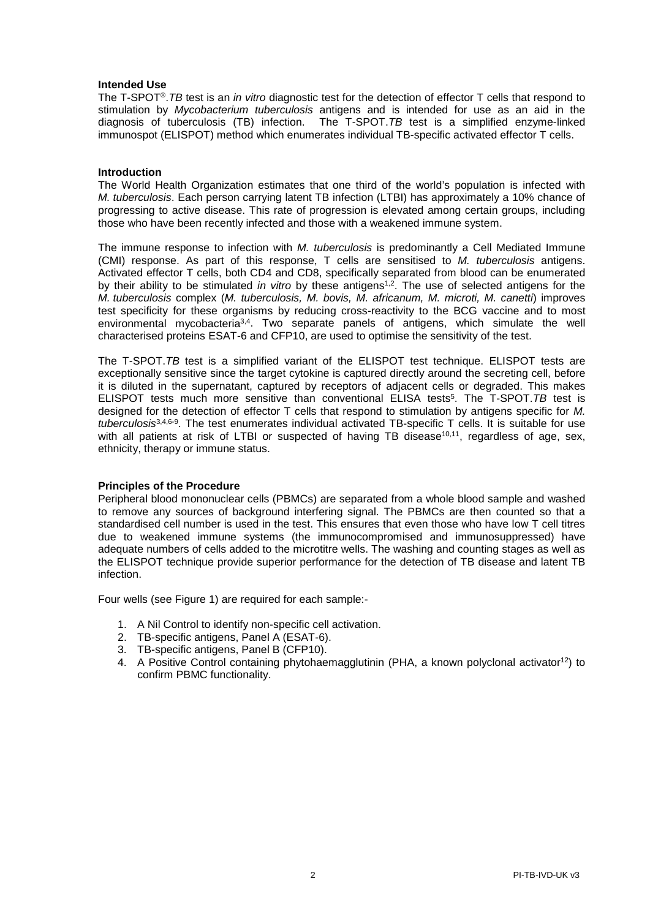### Intended Use

The T-SPOT®.*TB* test is an *in vitro* diagnostic test for the detection of effector T cells that respond to stimulation by *Mycobacterium tuberculosis* antigens and is intended for use as an aid in the diagnosis of tuberculosis (TB) infection. The T-SPOT.*TB* test is a simplified enzyme-linked immunospot (ELISPOT) method which enumerates individual TB-specific activated effector T cells.

### Introduction

The World Health Organization estimates that one third of the world's population is infected with *M. tuberculosis*. Each person carrying latent TB infection (LTBI) has approximately a 10% chance of progressing to active disease. This rate of progression is elevated among certain groups, including those who have been recently infected and those with a weakened immune system.

The immune response to infection with *M. tuberculosis* is predominantly a Cell Mediated Immune (CMI) response. As part of this response, T cells are sensitised to *M. tuberculosis* antigens. Activated effector T cells, both CD4 and CD8, specifically separated from blood can be enumerated by their ability to be stimulated *in vitro* by these antigens[1,2]. The use of selected antigens for the *M. tuberculosis* complex (*M. tuberculosis, M. bovis, M. africanum, M. microti, M. canetti*) improves test specificity for these organisms by reducing cross-reactivity to the BCG vaccine and to most environmental mycobacteria[3,4]. Two separate panels of antigens, which simulate the well characterised proteins ESAT-6 and CFP10, are used to optimise the sensitivity of the test.

The T-SPOT.*TB* test is a simplified variant of the ELISPOT test technique. ELISPOT tests are exceptionally sensitive since the target cytokine is captured directly around the secreting cell, before it is diluted in the supernatant, captured by receptors of adjacent cells or degraded. This makes ELISPOT tests much more sensitive than conventional ELISA tests[5]. The T-SPOT.*TB* test is designed for the detection of effector T cells that respond to stimulation by antigens specific for *M. tuberculosis*[3,4,6-9]. The test enumerates individual activated TB-specific T cells. It is suitable for use with all patients at risk of LTBI or suspected of having TB disease[10,11], regardless of age, sex, ethnicity, therapy or immune status.

### Principles of the Procedure

Peripheral blood mononuclear cells (PBMCs) are separated from a whole blood sample and washed to remove any sources of background interfering signal. The PBMCs are then counted so that a standardised cell number is used in the test. This ensures that even those who have low T cell titres due to weakened immune systems (the immunocompromised and immunosuppressed) have adequate numbers of cells added to the microtitre wells. The washing and counting stages as well as the ELISPOT technique provide superior performance for the detection of TB disease and latent TB infection.

Four wells (see Figure 1) are required for each sample:-

1. A Nil Control to identify non-specific cell activation.
2. TB-specific antigens, Panel A (ESAT-6).
3. TB-specific antigens, Panel B (CFP10).
4. A Positive Control containing phytohaemagglutinin (PHA, a known polyclonal activator[12]) to confirm PBMC functionality.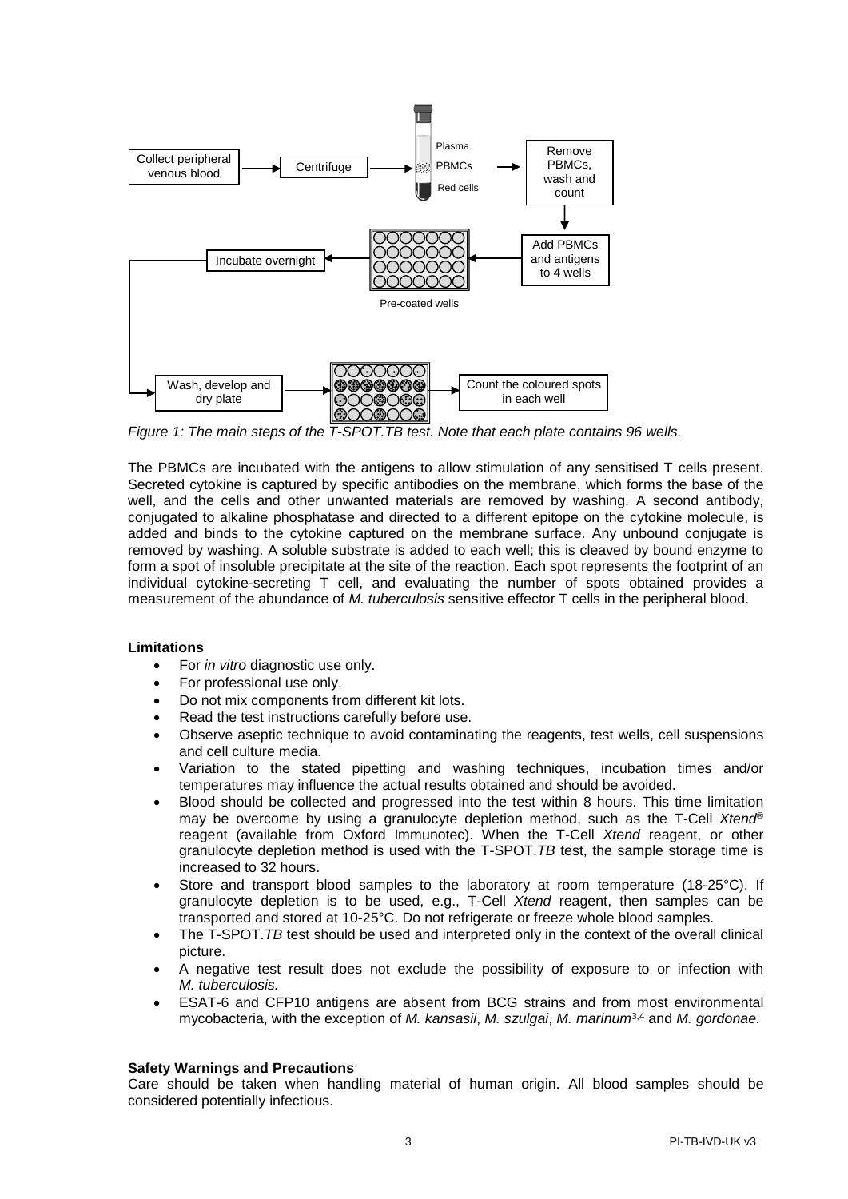Figure 1: The main steps of the T-SPOT.TB test. Note that each plate contains 96 wells.

The PBMCs are incubated with the antigens to allow stimulation of any sensitised T cells present. Secreted cytokine is captured by specific antibodies on the membrane, which forms the base of the well, and the cells and other unwanted materials are removed by washing. A second antibody, conjugated to alkaline phosphatase and directed to a different epitope on the cytokine molecule, is added and binds to the cytokine captured on the membrane surface. Any unbound conjugate is removed by washing. A soluble substrate is added to each well; this is cleaved by bound enzyme to form a spot of insoluble precipitate at the site of the reaction. Each spot represents the footprint of an individual cytokine-secreting T cell, and evaluating the number of spots obtained provides a measurement of the abundance of *M. tuberculosis* sensitive effector T cells in the peripheral blood.

**Limitations**

- For *in vitro* diagnostic use only.
- For professional use only.
- Do not mix components from different kit lots.
- Read the test instructions carefully before use.
- Observe aseptic technique to avoid contaminating the reagents, test wells, cell suspensions and cell culture media.
- Variation to the stated pipetting and washing techniques, incubation times and/or temperatures may influence the actual results obtained and should be avoided.
- Blood should be collected and progressed into the test within 8 hours. This time limitation may be overcome by using a granulocyte depletion method, such as the T-Cell *Xtend*® reagent (available from Oxford Immunotec). When the T-Cell *Xtend* reagent, or other granulocyte depletion method is used with the T-SPOT.*TB* test, the sample storage time is increased to 32 hours.
- Store and transport blood samples to the laboratory at room temperature (18-25°C). If granulocyte depletion is to be used, e.g., T-Cell *Xtend* reagent, then samples can be transported and stored at 10-25°C. Do not refrigerate or freeze whole blood samples.
- The T-SPOT.*TB* test should be used and interpreted only in the context of the overall clinical picture.
- A negative test result does not exclude the possibility of exposure to or infection with *M. tuberculosis.*
- ESAT-6 and CFP10 antigens are absent from BCG strains and from most environmental mycobacteria, with the exception of *M. kansasii*, *M. szulgai*, *M. marinum*[3,4] and *M. gordonae.*

**Safety Warnings and Precautions**

Care should be taken when handling material of human origin. All blood samples should be considered potentially infectious.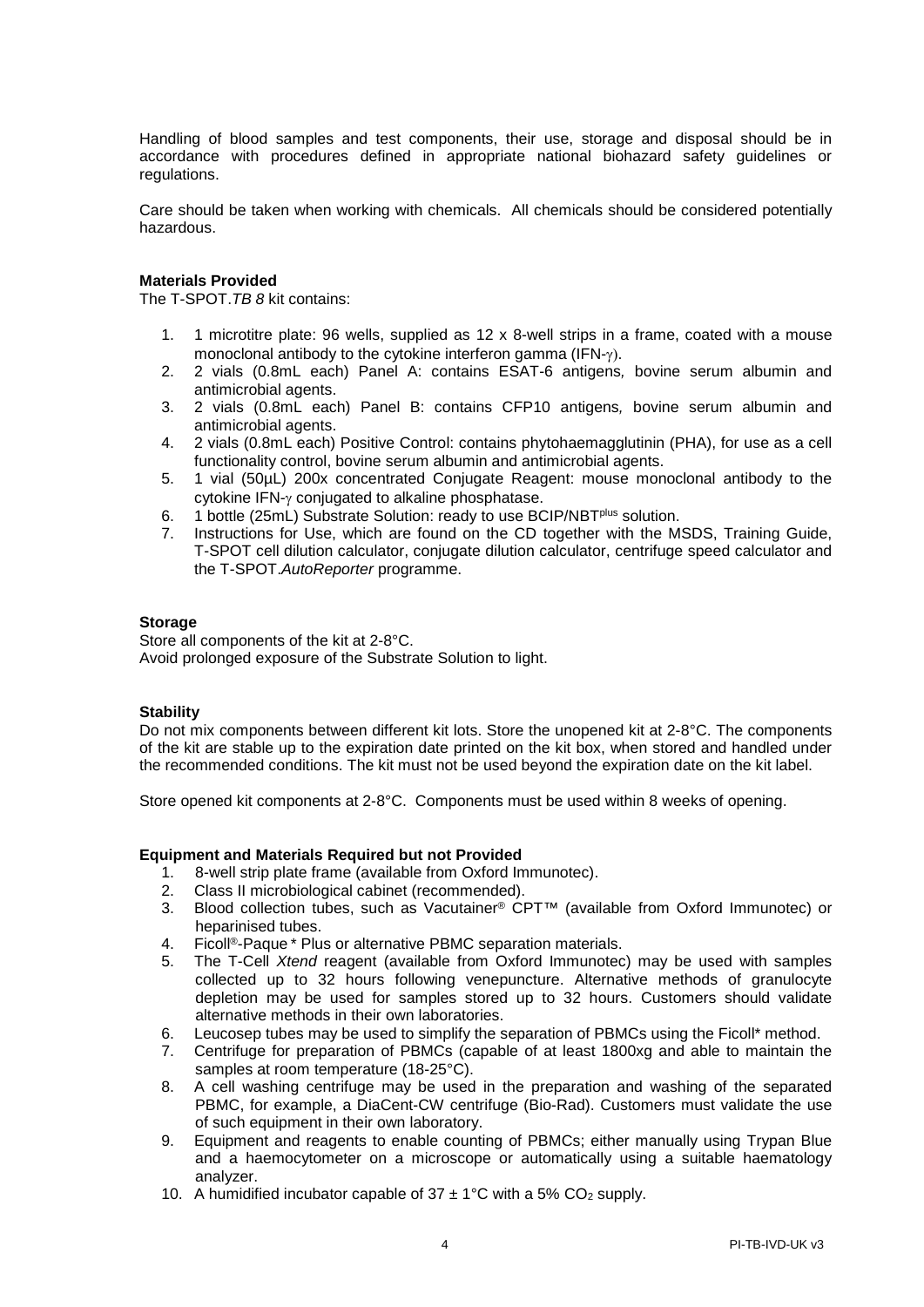Handling of blood samples and test components, their use, storage and disposal should be in accordance with procedures defined in appropriate national biohazard safety guidelines or regulations.

Care should be taken when working with chemicals. All chemicals should be considered potentially hazardous.

**Materials Provided**

The T-SPOT.*TB 8* kit contains:

1. 1 microtitre plate: 96 wells, supplied as 12 x 8-well strips in a frame, coated with a mouse monoclonal antibody to the cytokine interferon gamma (IFN-$\gamma$).
2. 2 vials (0.8mL each) Panel A: contains ESAT-6 antigens, bovine serum albumin and antimicrobial agents.
3. 2 vials (0.8mL each) Panel B: contains CFP10 antigens, bovine serum albumin and antimicrobial agents.
4. 2 vials (0.8mL each) Positive Control: contains phytohaemagglutinin (PHA), for use as a cell functionality control, bovine serum albumin and antimicrobial agents.
5. 1 vial (50µL) 200x concentrated Conjugate Reagent: mouse monoclonal antibody to the cytokine IFN-$\gamma$ conjugated to alkaline phosphatase.
6. 1 bottle (25mL) Substrate Solution: ready to use BCIP/NBT$^{plus}$ solution.
7. Instructions for Use, which are found on the CD together with the MSDS, Training Guide, T-SPOT cell dilution calculator, conjugate dilution calculator, centrifuge speed calculator and the T-SPOT.*AutoReporter* programme.

**Storage**

Store all components of the kit at 2-8°C.
Avoid prolonged exposure of the Substrate Solution to light.

**Stability**

Do not mix components between different kit lots. Store the unopened kit at 2-8°C. The components of the kit are stable up to the expiration date printed on the kit box, when stored and handled under the recommended conditions. The kit must not be used beyond the expiration date on the kit label.

Store opened kit components at 2-8°C. Components must be used within 8 weeks of opening.

**Equipment and Materials Required but not Provided**

1. 8-well strip plate frame (available from Oxford Immunotec).
2. Class II microbiological cabinet (recommended).
3. Blood collection tubes, such as Vacutainer® CPT™ (available from Oxford Immunotec) or heparinised tubes.
4. Ficoll®-Paque * Plus or alternative PBMC separation materials.
5. The T-Cell *Xtend* reagent (available from Oxford Immunotec) may be used with samples collected up to 32 hours following venepuncture. Alternative methods of granulocyte depletion may be used for samples stored up to 32 hours. Customers should validate alternative methods in their own laboratories.
6. Leucosep tubes may be used to simplify the separation of PBMCs using the Ficoll* method.
7. Centrifuge for preparation of PBMCs (capable of at least 1800xg and able to maintain the samples at room temperature (18-25°C).
8. A cell washing centrifuge may be used in the preparation and washing of the separated PBMC, for example, a DiaCent-CW centrifuge (Bio-Rad). Customers must validate the use of such equipment in their own laboratory.
9. Equipment and reagents to enable counting of PBMCs; either manually using Trypan Blue and a haemocytometer on a microscope or automatically using a suitable haematology analyzer.
10. A humidified incubator capable of 37 ± 1°C with a 5% $CO_2$ supply.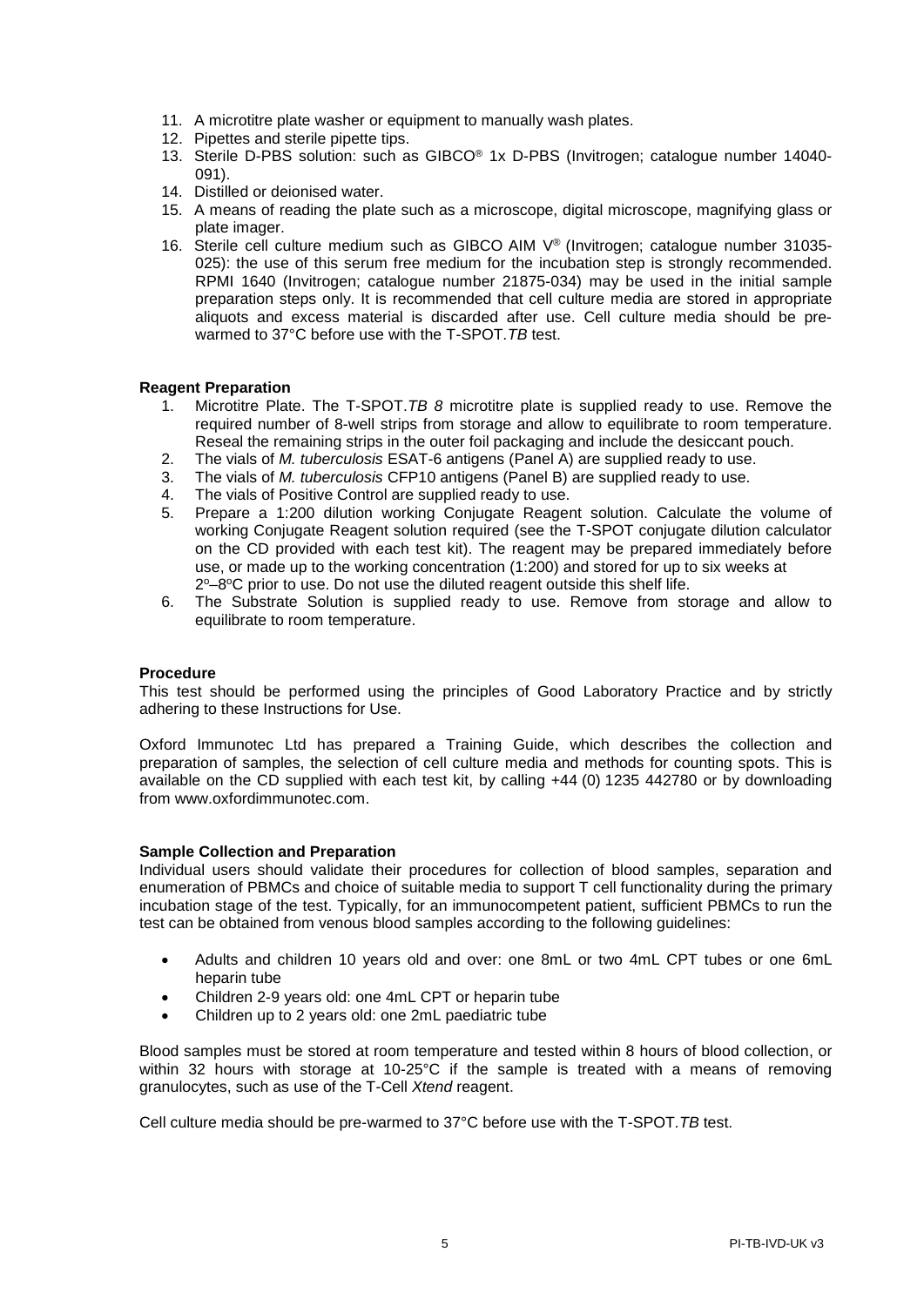11. A microtitre plate washer or equipment to manually wash plates.
12. Pipettes and sterile pipette tips.
13. Sterile D-PBS solution: such as GIBCO® 1x D-PBS (Invitrogen; catalogue number 14040-091).
14. Distilled or deionised water.
15. A means of reading the plate such as a microscope, digital microscope, magnifying glass or plate imager.
16. Sterile cell culture medium such as GIBCO AIM V® (Invitrogen; catalogue number 31035-025): the use of this serum free medium for the incubation step is strongly recommended. RPMI 1640 (Invitrogen; catalogue number 21875-034) may be used in the initial sample preparation steps only. It is recommended that cell culture media are stored in appropriate aliquots and excess material is discarded after use. Cell culture media should be pre-warmed to 37°C before use with the T-SPOT.*TB* test.

**Reagent Preparation**

1. Microtitre Plate. The T-SPOT.*TB 8* microtitre plate is supplied ready to use. Remove the required number of 8-well strips from storage and allow to equilibrate to room temperature. Reseal the remaining strips in the outer foil packaging and include the desiccant pouch.
2. The vials of *M. tuberculosis* ESAT-6 antigens (Panel A) are supplied ready to use.
3. The vials of *M. tuberculosis* CFP10 antigens (Panel B) are supplied ready to use.
4. The vials of Positive Control are supplied ready to use.
5. Prepare a 1:200 dilution working Conjugate Reagent solution. Calculate the volume of working Conjugate Reagent solution required (see the T-SPOT conjugate dilution calculator on the CD provided with each test kit). The reagent may be prepared immediately before use, or made up to the working concentration (1:200) and stored for up to six weeks at 2°–8°C prior to use. Do not use the diluted reagent outside this shelf life.
6. The Substrate Solution is supplied ready to use. Remove from storage and allow to equilibrate to room temperature.

**Procedure**

This test should be performed using the principles of Good Laboratory Practice and by strictly adhering to these Instructions for Use.

Oxford Immunotec Ltd has prepared a Training Guide, which describes the collection and preparation of samples, the selection of cell culture media and methods for counting spots. This is available on the CD supplied with each test kit, by calling +44 (0) 1235 442780 or by downloading from www.oxfordimmunotec.com.

**Sample Collection and Preparation**

Individual users should validate their procedures for collection of blood samples, separation and enumeration of PBMCs and choice of suitable media to support T cell functionality during the primary incubation stage of the test. Typically, for an immunocompetent patient, sufficient PBMCs to run the test can be obtained from venous blood samples according to the following guidelines:

- Adults and children 10 years old and over: one 8mL or two 4mL CPT tubes or one 6mL heparin tube
- Children 2-9 years old: one 4mL CPT or heparin tube
- Children up to 2 years old: one 2mL paediatric tube

Blood samples must be stored at room temperature and tested within 8 hours of blood collection, or within 32 hours with storage at 10-25°C if the sample is treated with a means of removing granulocytes, such as use of the T-Cell *Xtend* reagent.

Cell culture media should be pre-warmed to 37°C before use with the T-SPOT.*TB* test.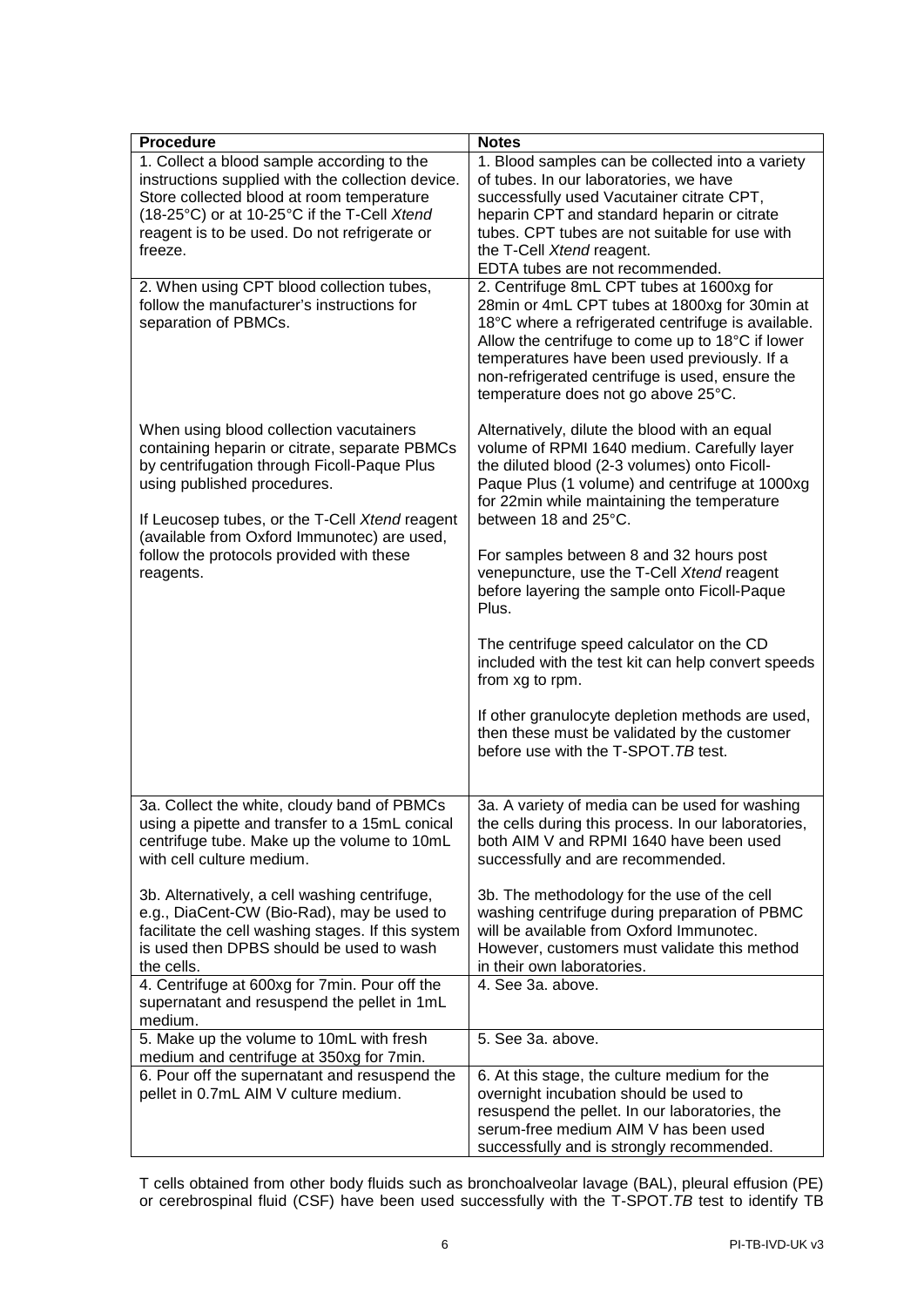| Procedure | Notes |
|---|---|
| 1. Collect a blood sample according to the instructions supplied with the collection device. Store collected blood at room temperature (18-25°C) or at 10-25°C if the T-Cell *Xtend* reagent is to be used. Do not refrigerate or freeze. | 1. Blood samples can be collected into a variety of tubes. In our laboratories, we have successfully used Vacutainer citrate CPT, heparin CPT and standard heparin or citrate tubes. CPT tubes are not suitable for use with the T-Cell *Xtend* reagent. EDTA tubes are not recommended. |
| 2. When using CPT blood collection tubes, follow the manufacturer's instructions for separation of PBMCs.<br><br>When using blood collection vacutainers containing heparin or citrate, separate PBMCs by centrifugation through Ficoll-Paque Plus using published procedures.<br><br>If Leucosep tubes, or the T-Cell *Xtend* reagent (available from Oxford Immunotec) are used, follow the protocols provided with these reagents. | 2. Centrifuge 8mL CPT tubes at 1600xg for 28min or 4mL CPT tubes at 1800xg for 30min at 18°C where a refrigerated centrifuge is available. Allow the centrifuge to come up to 18°C if lower temperatures have been used previously. If a non-refrigerated centrifuge is used, ensure the temperature does not go above 25°C.<br><br>Alternatively, dilute the blood with an equal volume of RPMI 1640 medium. Carefully layer the diluted blood (2-3 volumes) onto Ficoll-Paque Plus (1 volume) and centrifuge at 1000xg for 22min while maintaining the temperature between 18 and 25°C.<br><br>For samples between 8 and 32 hours post venepuncture, use the T-Cell *Xtend* reagent before layering the sample onto Ficoll-Paque Plus.<br><br>The centrifuge speed calculator on the CD included with the test kit can help convert speeds from xg to rpm.<br><br>If other granulocyte depletion methods are used, then these must be validated by the customer before use with the T-SPOT.*TB* test. |
| 3a. Collect the white, cloudy band of PBMCs using a pipette and transfer to a 15mL conical centrifuge tube. Make up the volume to 10mL with cell culture medium.<br><br>3b. Alternatively, a cell washing centrifuge, e.g., DiaCent-CW (Bio-Rad), may be used to facilitate the cell washing stages. If this system is used then DPBS should be used to wash the cells. | 3a. A variety of media can be used for washing the cells during this process. In our laboratories, both AIM V and RPMI 1640 have been used successfully and are recommended.<br><br>3b. The methodology for the use of the cell washing centrifuge during preparation of PBMC will be available from Oxford Immunotec. However, customers must validate this method in their own laboratories. |
| 4. Centrifuge at 600xg for 7min. Pour off the supernatant and resuspend the pellet in 1mL medium. | 4. See 3a. above. |
| 5. Make up the volume to 10mL with fresh medium and centrifuge at 350xg for 7min. | 5. See 3a. above. |
| 6. Pour off the supernatant and resuspend the pellet in 0.7mL AIM V culture medium. | 6. At this stage, the culture medium for the overnight incubation should be used to resuspend the pellet. In our laboratories, the serum-free medium AIM V has been used successfully and is strongly recommended. |

T cells obtained from other body fluids such as bronchoalveolar lavage (BAL), pleural effusion (PE) or cerebrospinal fluid (CSF) have been used successfully with the T-SPOT.*TB* test to identify TB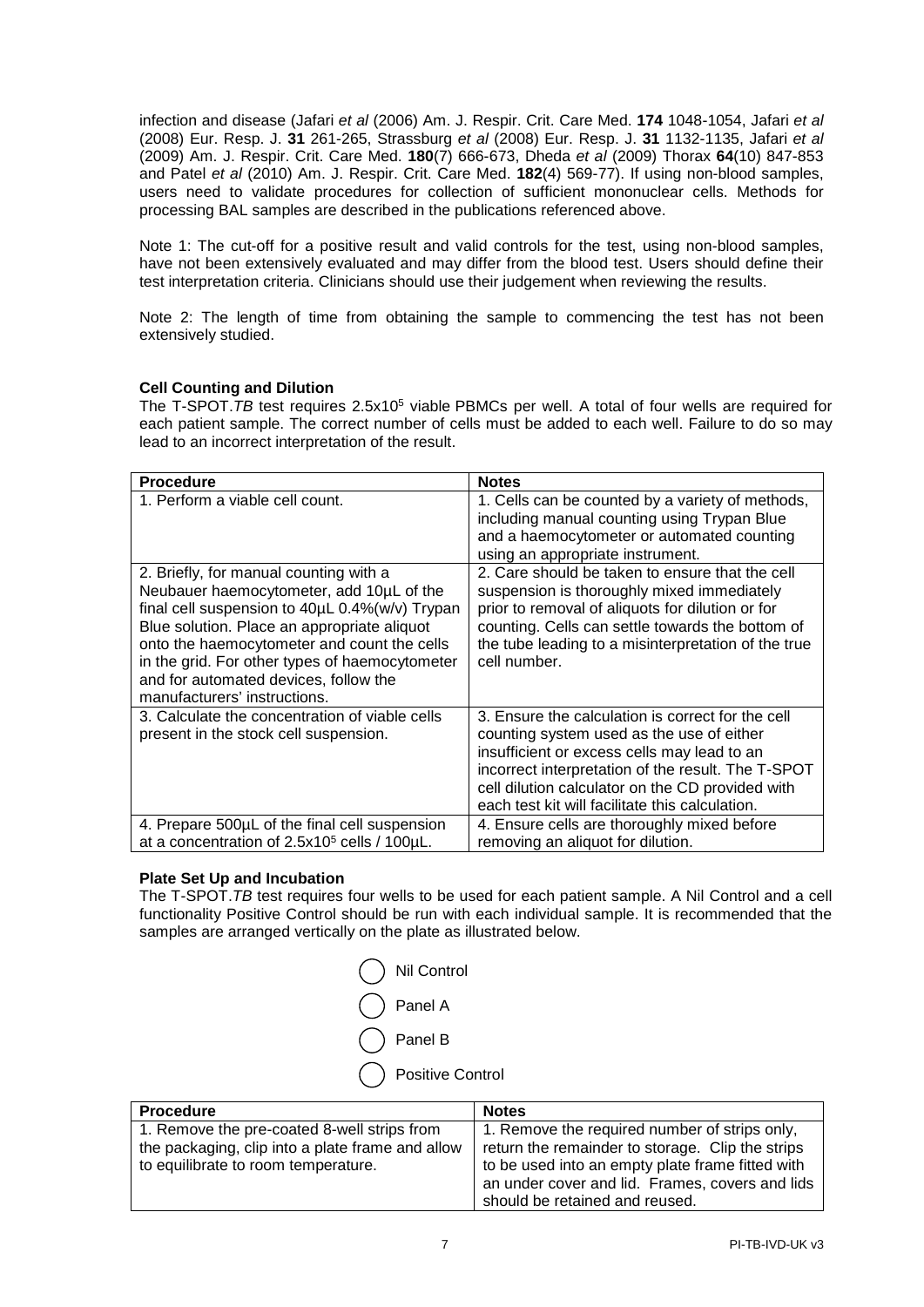infection and disease (Jafari *et al* (2006) Am. J. Respir. Crit. Care Med. **174** 1048-1054, Jafari *et al* (2008) Eur. Resp. J. **31** 261-265, Strassburg *et al* (2008) Eur. Resp. J. **31** 1132-1135, Jafari *et al* (2009) Am. J. Respir. Crit. Care Med. **180**(7) 666-673, Dheda *et al* (2009) Thorax **64**(10) 847-853 and Patel *et al* (2010) Am. J. Respir. Crit. Care Med. **182**(4) 569-77). If using non-blood samples, users need to validate procedures for collection of sufficient mononuclear cells. Methods for processing BAL samples are described in the publications referenced above.

Note 1: The cut-off for a positive result and valid controls for the test, using non-blood samples, have not been extensively evaluated and may differ from the blood test. Users should define their test interpretation criteria. Clinicians should use their judgement when reviewing the results.

Note 2: The length of time from obtaining the sample to commencing the test has not been extensively studied.

**Cell Counting and Dilution**

The T-SPOT.*TB* test requires $2.5x10^5$ viable PBMCs per well. A total of four wells are required for each patient sample. The correct number of cells must be added to each well. Failure to do so may lead to an incorrect interpretation of the result.

| Procedure | Notes |
|---|---|
| 1. Perform a viable cell count. | 1. Cells can be counted by a variety of methods, including manual counting using Trypan Blue and a haemocytometer or automated counting using an appropriate instrument. |
| 2. Briefly, for manual counting with a Neubauer haemocytometer, add 10µL of the final cell suspension to 40µL 0.4%(w/v) Trypan Blue solution. Place an appropriate aliquot onto the haemocytometer and count the cells in the grid. For other types of haemocytometer and for automated devices, follow the manufacturers' instructions. | 2. Care should be taken to ensure that the cell suspension is thoroughly mixed immediately prior to removal of aliquots for dilution or for counting. Cells can settle towards the bottom of the tube leading to a misinterpretation of the true cell number. |
| 3. Calculate the concentration of viable cells present in the stock cell suspension. | 3. Ensure the calculation is correct for the cell counting system used as the use of either insufficient or excess cells may lead to an incorrect interpretation of the result. The T-SPOT cell dilution calculator on the CD provided with each test kit will facilitate this calculation. |
| 4. Prepare 500µL of the final cell suspension at a concentration of $2.5x10^5$ cells / 100µL. | 4. Ensure cells are thoroughly mixed before removing an aliquot for dilution. |

**Plate Set Up and Incubation**

The T-SPOT.*TB* test requires four wells to be used for each patient sample. A Nil Control and a cell functionality Positive Control should be run with each individual sample. It is recommended that the samples are arranged vertically on the plate as illustrated below.

- ◯ Nil Control
- ◯ Panel A
- ◯ Panel B
- ◯ Positive Control

| Procedure | Notes |
|---|---|
| 1. Remove the pre-coated 8-well strips from the packaging, clip into a plate frame and allow to equilibrate to room temperature. | 1. Remove the required number of strips only, return the remainder to storage. Clip the strips to be used into an empty plate frame fitted with an under cover and lid. Frames, covers and lids should be retained and reused. |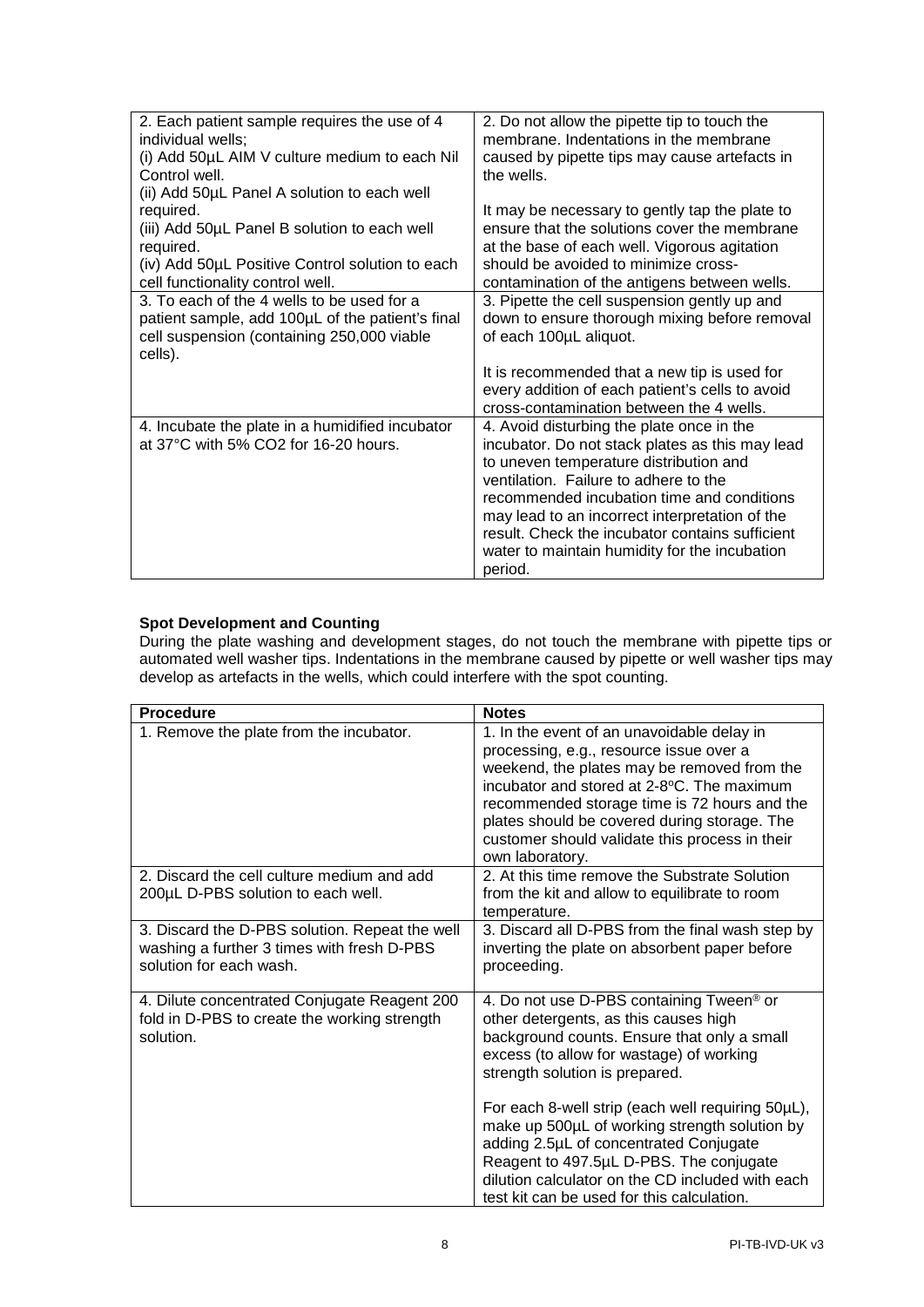| | |
|---|---|
| 2. Each patient sample requires the use of 4 individual wells;<br>(i) Add 50µL AIM V culture medium to each Nil Control well.<br>(ii) Add 50µL Panel A solution to each well required.<br>(iii) Add 50µL Panel B solution to each well required.<br>(iv) Add 50µL Positive Control solution to each cell functionality control well. | 2. Do not allow the pipette tip to touch the membrane. Indentations in the membrane caused by pipette tips may cause artefacts in the wells.<br><br>It may be necessary to gently tap the plate to ensure that the solutions cover the membrane at the base of each well. Vigorous agitation should be avoided to minimize cross-contamination of the antigens between wells. |
| 3. To each of the 4 wells to be used for a patient sample, add 100µL of the patient's final cell suspension (containing 250,000 viable cells). | 3. Pipette the cell suspension gently up and down to ensure thorough mixing before removal of each 100µL aliquot.<br><br>It is recommended that a new tip is used for every addition of each patient's cells to avoid cross-contamination between the 4 wells. |
| 4. Incubate the plate in a humidified incubator at 37°C with 5% $CO_2$ for 16-20 hours. | 4. Avoid disturbing the plate once in the incubator. Do not stack plates as this may lead to uneven temperature distribution and ventilation. Failure to adhere to the recommended incubation time and conditions may lead to an incorrect interpretation of the result. Check the incubator contains sufficient water to maintain humidity for the incubation period. |

**Spot Development and Counting**

During the plate washing and development stages, do not touch the membrane with pipette tips or automated well washer tips. Indentations in the membrane caused by pipette or well washer tips may develop as artefacts in the wells, which could interfere with the spot counting.

| Procedure | Notes |
|---|---|
| 1. Remove the plate from the incubator. | 1. In the event of an unavoidable delay in processing, e.g., resource issue over a weekend, the plates may be removed from the incubator and stored at 2-8°C. The maximum recommended storage time is 72 hours and the plates should be covered during storage. The customer should validate this process in their own laboratory. |
| 2. Discard the cell culture medium and add 200µL D-PBS solution to each well. | 2. At this time remove the Substrate Solution from the kit and allow to equilibrate to room temperature. |
| 3. Discard the D-PBS solution. Repeat the well washing a further 3 times with fresh D-PBS solution for each wash. | 3. Discard all D-PBS from the final wash step by inverting the plate on absorbent paper before proceeding. |
| 4. Dilute concentrated Conjugate Reagent 200 fold in D-PBS to create the working strength solution. | 4. Do not use D-PBS containing Tween® or other detergents, as this causes high background counts. Ensure that only a small excess (to allow for wastage) of working strength solution is prepared.<br><br>For each 8-well strip (each well requiring 50µL), make up 500µL of working strength solution by adding 2.5µL of concentrated Conjugate Reagent to 497.5µL D-PBS. The conjugate dilution calculator on the CD included with each test kit can be used for this calculation. |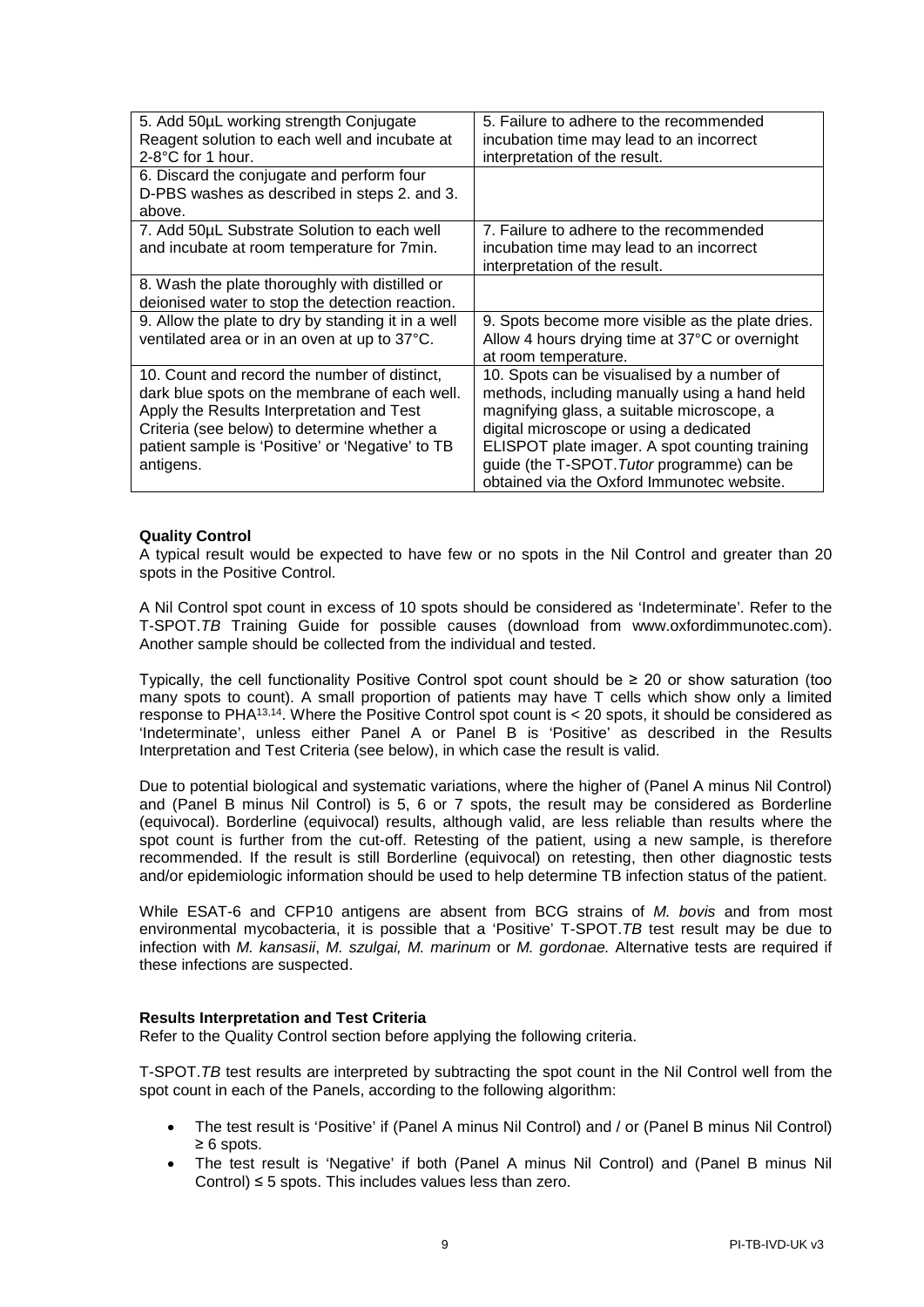| | |
|---|---|
| 5. Add 50µL working strength Conjugate Reagent solution to each well and incubate at 2-8°C for 1 hour. | 5. Failure to adhere to the recommended incubation time may lead to an incorrect interpretation of the result. |
| 6. Discard the conjugate and perform four D-PBS washes as described in steps 2. and 3. above. | |
| 7. Add 50µL Substrate Solution to each well and incubate at room temperature for 7min. | 7. Failure to adhere to the recommended incubation time may lead to an incorrect interpretation of the result. |
| 8. Wash the plate thoroughly with distilled or deionised water to stop the detection reaction. | |
| 9. Allow the plate to dry by standing it in a well ventilated area or in an oven at up to 37°C. | 9. Spots become more visible as the plate dries. Allow 4 hours drying time at 37°C or overnight at room temperature. |
| 10. Count and record the number of distinct, dark blue spots on the membrane of each well. Apply the Results Interpretation and Test Criteria (see below) to determine whether a patient sample is 'Positive' or 'Negative' to TB antigens. | 10. Spots can be visualised by a number of methods, including manually using a hand held magnifying glass, a suitable microscope, a digital microscope or using a dedicated ELISPOT plate imager. A spot counting training guide (the T-SPOT.*Tutor* programme) can be obtained via the Oxford Immunotec website. |

**Quality Control**

A typical result would be expected to have few or no spots in the Nil Control and greater than 20 spots in the Positive Control.

A Nil Control spot count in excess of 10 spots should be considered as 'Indeterminate'. Refer to the T-SPOT.*TB* Training Guide for possible causes (download from www.oxfordimmunotec.com). Another sample should be collected from the individual and tested.

Typically, the cell functionality Positive Control spot count should be ≥ 20 or show saturation (too many spots to count). A small proportion of patients may have T cells which show only a limited response to PHA[13,14]. Where the Positive Control spot count is < 20 spots, it should be considered as 'Indeterminate', unless either Panel A or Panel B is 'Positive' as described in the Results Interpretation and Test Criteria (see below), in which case the result is valid.

Due to potential biological and systematic variations, where the higher of (Panel A minus Nil Control) and (Panel B minus Nil Control) is 5, 6 or 7 spots, the result may be considered as Borderline (equivocal). Borderline (equivocal) results, although valid, are less reliable than results where the spot count is further from the cut-off. Retesting of the patient, using a new sample, is therefore recommended. If the result is still Borderline (equivocal) on retesting, then other diagnostic tests and/or epidemiologic information should be used to help determine TB infection status of the patient.

While ESAT-6 and CFP10 antigens are absent from BCG strains of *M. bovis* and from most environmental mycobacteria, it is possible that a 'Positive' T-SPOT.*TB* test result may be due to infection with *M. kansasii*, *M. szulgai, M. marinum* or *M. gordonae.* Alternative tests are required if these infections are suspected.

**Results Interpretation and Test Criteria**

Refer to the Quality Control section before applying the following criteria.

T-SPOT.*TB* test results are interpreted by subtracting the spot count in the Nil Control well from the spot count in each of the Panels, according to the following algorithm:

- The test result is 'Positive' if (Panel A minus Nil Control) and / or (Panel B minus Nil Control) ≥ 6 spots.
- The test result is 'Negative' if both (Panel A minus Nil Control) and (Panel B minus Nil Control) ≤ 5 spots. This includes values less than zero.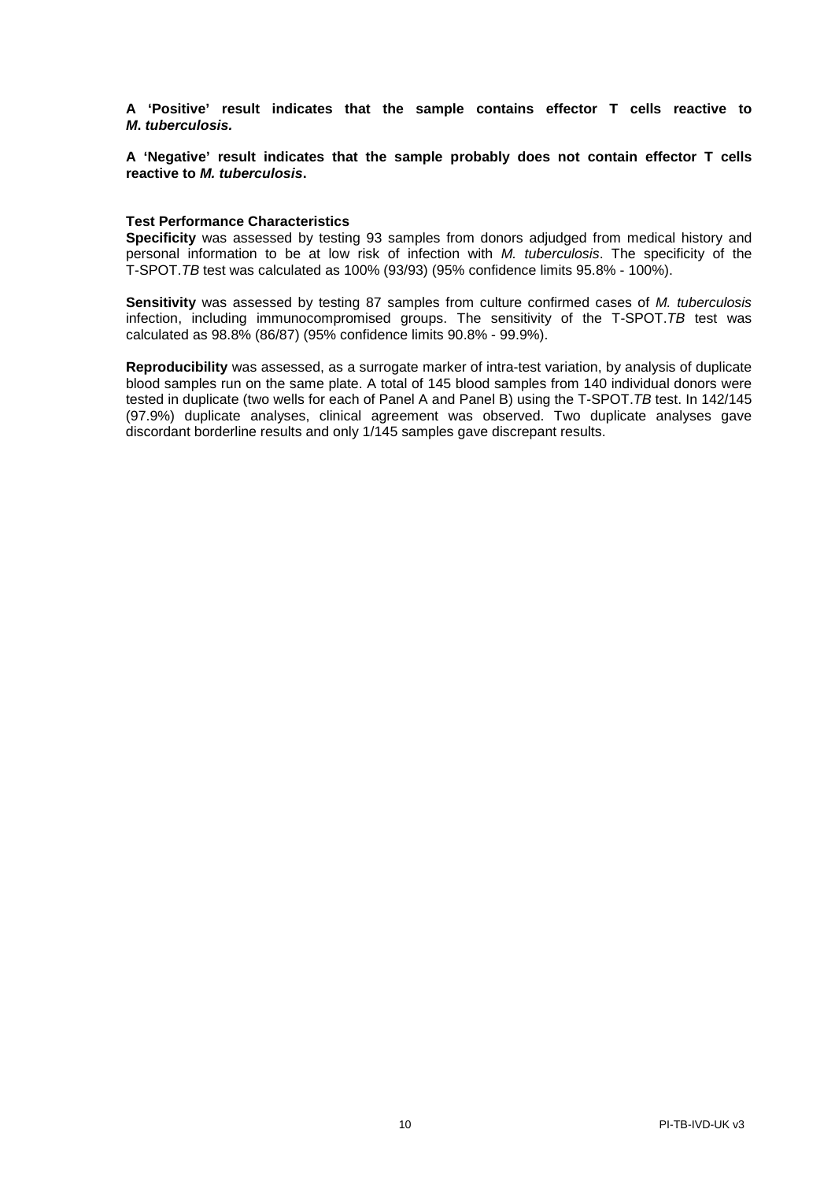**A 'Positive' result indicates that the sample contains effector T cells reactive to *M. tuberculosis.***

**A 'Negative' result indicates that the sample probably does not contain effector T cells reactive to *M. tuberculosis*.**

**Test Performance Characteristics**

**Specificity** was assessed by testing 93 samples from donors adjudged from medical history and personal information to be at low risk of infection with *M. tuberculosis*. The specificity of the T-SPOT.*TB* test was calculated as 100% (93/93) (95% confidence limits 95.8% - 100%).

**Sensitivity** was assessed by testing 87 samples from culture confirmed cases of *M. tuberculosis* infection, including immunocompromised groups. The sensitivity of the T-SPOT.*TB* test was calculated as 98.8% (86/87) (95% confidence limits 90.8% - 99.9%).

**Reproducibility** was assessed, as a surrogate marker of intra-test variation, by analysis of duplicate blood samples run on the same plate. A total of 145 blood samples from 140 individual donors were tested in duplicate (two wells for each of Panel A and Panel B) using the T-SPOT.*TB* test. In 142/145 (97.9%) duplicate analyses, clinical agreement was observed. Two duplicate analyses gave discordant borderline results and only 1/145 samples gave discrepant results.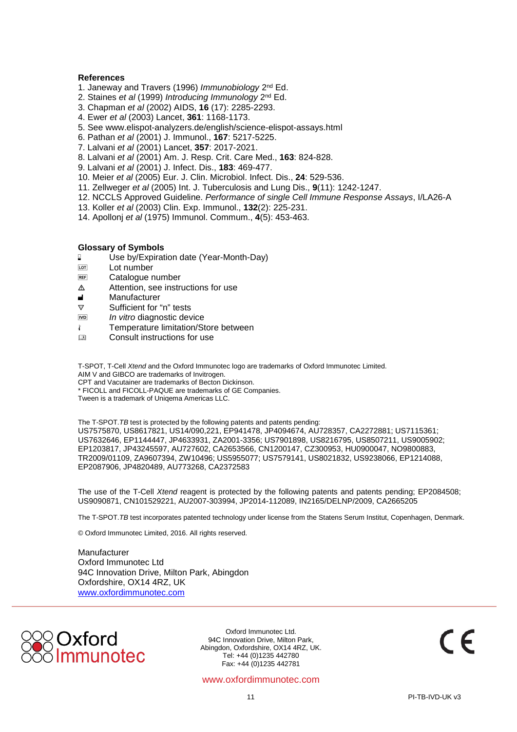## References

1. Janeway and Travers (1996) *Immunobiology* 2nd Ed.
2. Staines *et al* (1999) *Introducing Immunology* 2nd Ed.
3. Chapman *et al* (2002) AIDS, **16** (17): 2285-2293.
4. Ewer *et al* (2003) Lancet, **361**: 1168-1173.
5. See www.elispot-analyzers.de/english/science-elispot-assays.html
6. Pathan *et al* (2001) J. Immunol., **167**: 5217-5225.
7. Lalvani *et al* (2001) Lancet, **357**: 2017-2021.
8. Lalvani *et al* (2001) Am. J. Resp. Crit. Care Med., **163**: 824-828.
9. Lalvani *et al* (2001) J. Infect. Dis., **183**: 469-477.
10. Meier *et al* (2005) Eur. J. Clin. Microbiol. Infect. Dis., **24**: 529-536.
11. Zellweger *et al* (2005) Int. J. Tuberculosis and Lung Dis., **9**(11): 1242-1247.
12. NCCLS Approved Guideline. *Performance of single Cell Immune Response Assays*, I/LA26-A
13. Koller *et al* (2003) Clin. Exp. Immunol., **132**(2): 225-231.
14. Apollonj *et al* (1975) Immunol. Commum., **4**(5): 453-463.

## Glossary of Symbols

- Use by/Expiration date (Year-Month-Day)
- LOT Lot number
- REF Catalogue number
- ⚠ Attention, see instructions for use
- Manufacturer
- ∇ Sufficient for "n" tests
- IVD *In vitro* diagnostic device
- Temperature limitation/Store between
- Consult instructions for use

T-SPOT, T-Cell *Xtend* and the Oxford Immunotec logo are trademarks of Oxford Immunotec Limited.
AIM V and GIBCO are trademarks of Invitrogen.
CPT and Vacutainer are trademarks of Becton Dickinson.
* FICOLL and FICOLL-PAQUE are trademarks of GE Companies.
Tween is a trademark of Uniqema Americas LLC.

The T-SPOT.*TB* test is protected by the following patents and patents pending:
US7575870, US8617821, US14/090,221, EP941478, JP4094674, AU728357, CA2272881; US7115361; US7632646, EP1144447, JP4633931, ZA2001-3356; US7901898, US8216795, US8507211, US9005902; EP1203817, JP43245597, AU727602, CA2653566, CN1200147, CZ300953, HU0900047, NO9800883, TR2009/01109, ZA9607394, ZW10496; US5955077; US7579141, US8021832, US9238066, EP1214088, EP2087906, JP4820489, AU773268, CA2372583

The use of the T-Cell *Xtend* reagent is protected by the following patents and patents pending; EP2084508; US9090871, CN101529221, AU2007-303994, JP2014-112089, IN2165/DELNP/2009, CA2665205

The T-SPOT.*TB* test incorporates patented technology under license from the Statens Serum Institut, Copenhagen, Denmark.

© Oxford Immunotec Limited, 2016. All rights reserved.

Manufacturer
Oxford Immunotec Ltd
94C Innovation Drive, Milton Park, Abingdon
Oxfordshire, OX14 4RZ, UK
www.oxfordimmunotec.com

Oxford Immunotec

Oxford Immunotec Ltd.
94C Innovation Drive, Milton Park,
Abingdon, Oxfordshire, OX14 4RZ, UK.
Tel: +44 (0)1235 442780
Fax: +44 (0)1235 442781

www.oxfordimmunotec.com

CE

PI-TB-IVD-UK v3